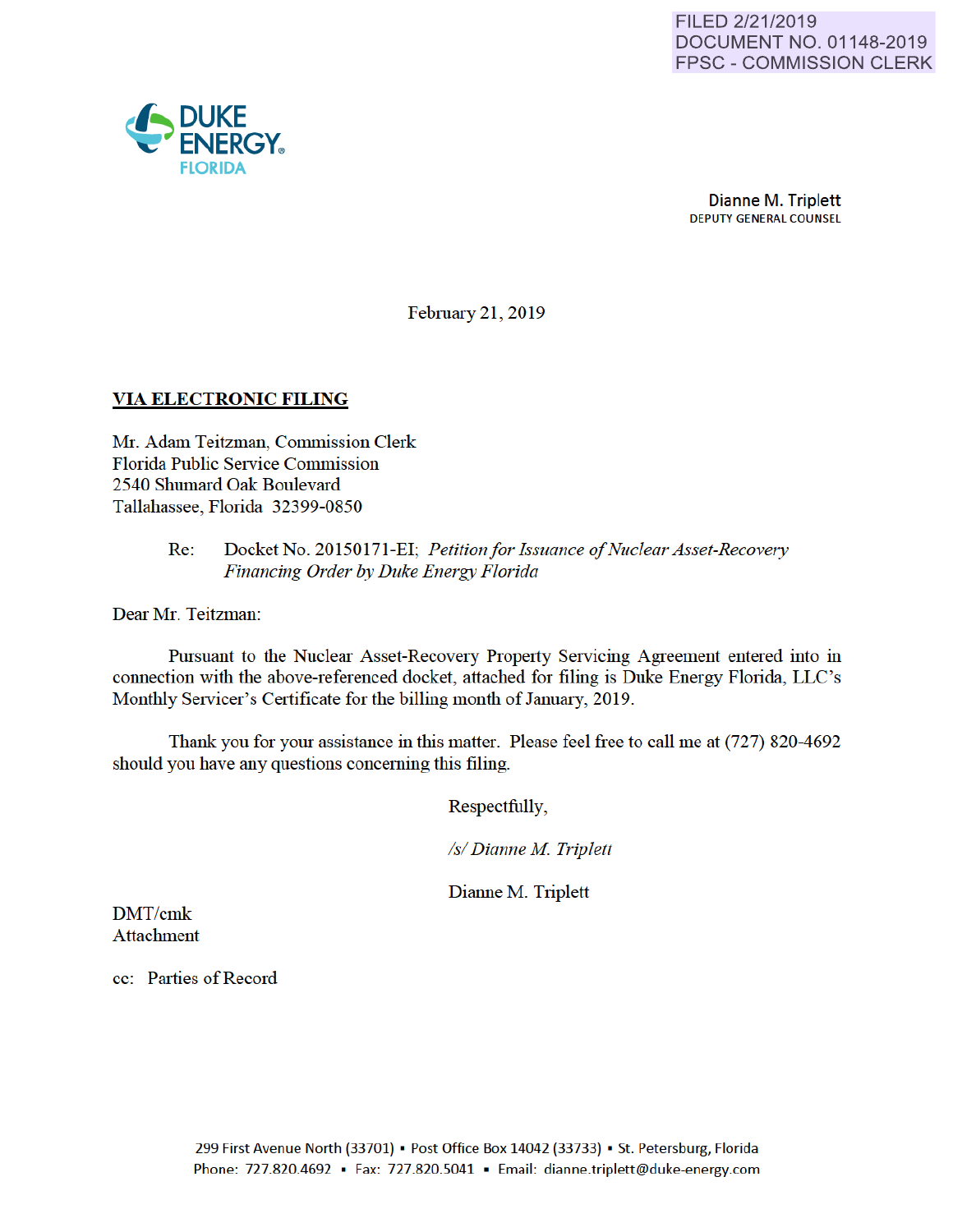FILED 2/21/2019
DOCUMENT NO. 01148-2019
FPSC - COMMISSION CLERK

DUKE ENERGY
FLORIDA

**Dianne M. Triplett**
DEPUTY GENERAL COUNSEL

February 21, 2019

**VIA ELECTRONIC FILING**

Mr. Adam Teitzman, Commission Clerk
Florida Public Service Commission
2540 Shumard Oak Boulevard
Tallahassee, Florida 32399-0850

Re: Docket No. 20150171-EI; *Petition for Issuance of Nuclear Asset-Recovery Financing Order by Duke Energy Florida*

Dear Mr. Teitzman:

Pursuant to the Nuclear Asset-Recovery Property Servicing Agreement entered into in connection with the above-referenced docket, attached for filing is Duke Energy Florida, LLC's Monthly Servicer's Certificate for the billing month of January, 2019.

Thank you for your assistance in this matter. Please feel free to call me at (727) 820-4692 should you have any questions concerning this filing.

Respectfully,

*/s/ Dianne M. Triplett*

Dianne M. Triplett

DMT/cmk
Attachment

cc: Parties of Record

299 First Avenue North (33701) ▪ Post Office Box 14042 (33733) ▪ St. Petersburg, Florida
Phone: 727.820.4692 ▪ Fax: 727.820.5041 ▪ Email: dianne.triplett@duke-energy.com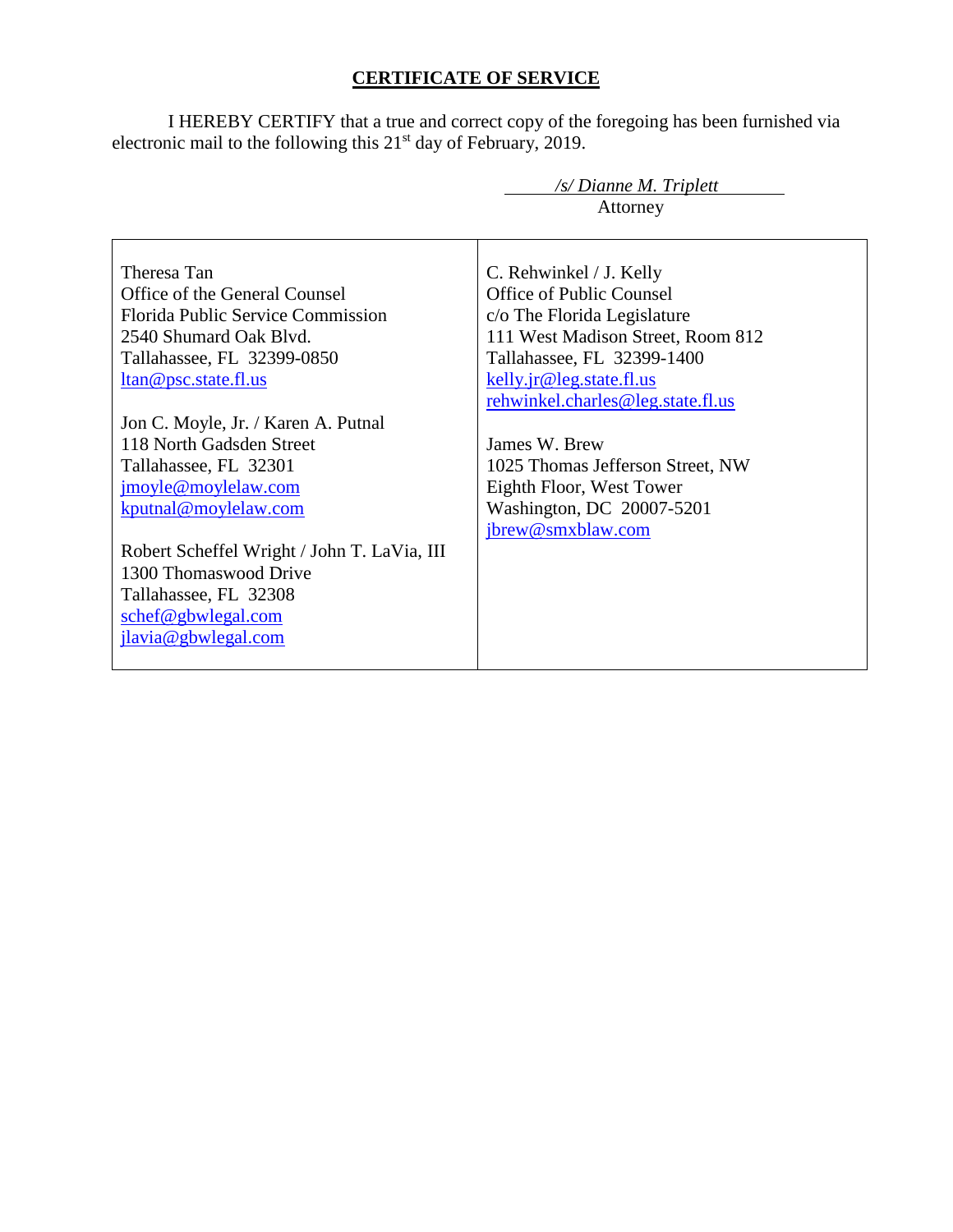## CERTIFICATE OF SERVICE

I HEREBY CERTIFY that a true and correct copy of the foregoing has been furnished via electronic mail to the following this 21st day of February, 2019.

*/s/ Dianne M. Triplett*
Attorney

| | |
|---|---|
| Theresa Tan<br>Office of the General Counsel<br>Florida Public Service Commission<br>2540 Shumard Oak Blvd.<br>Tallahassee, FL 32399-0850<br>ltan@psc.state.fl.us<br><br>Jon C. Moyle, Jr. / Karen A. Putnal<br>118 North Gadsden Street<br>Tallahassee, FL 32301<br>jmoyle@moylelaw.com<br>kputnal@moylelaw.com<br><br>Robert Scheffel Wright / John T. LaVia, III<br>1300 Thomaswood Drive<br>Tallahassee, FL 32308<br>schef@gbwlegal.com<br>jlavia@gbwlegal.com | C. Rehwinkel / J. Kelly<br>Office of Public Counsel<br>c/o The Florida Legislature<br>111 West Madison Street, Room 812<br>Tallahassee, FL 32399-1400<br>kelly.jr@leg.state.fl.us<br>rehwinkel.charles@leg.state.fl.us<br><br>James W. Brew<br>1025 Thomas Jefferson Street, NW<br>Eighth Floor, West Tower<br>Washington, DC 20007-5201<br>jbrew@smxblaw.com |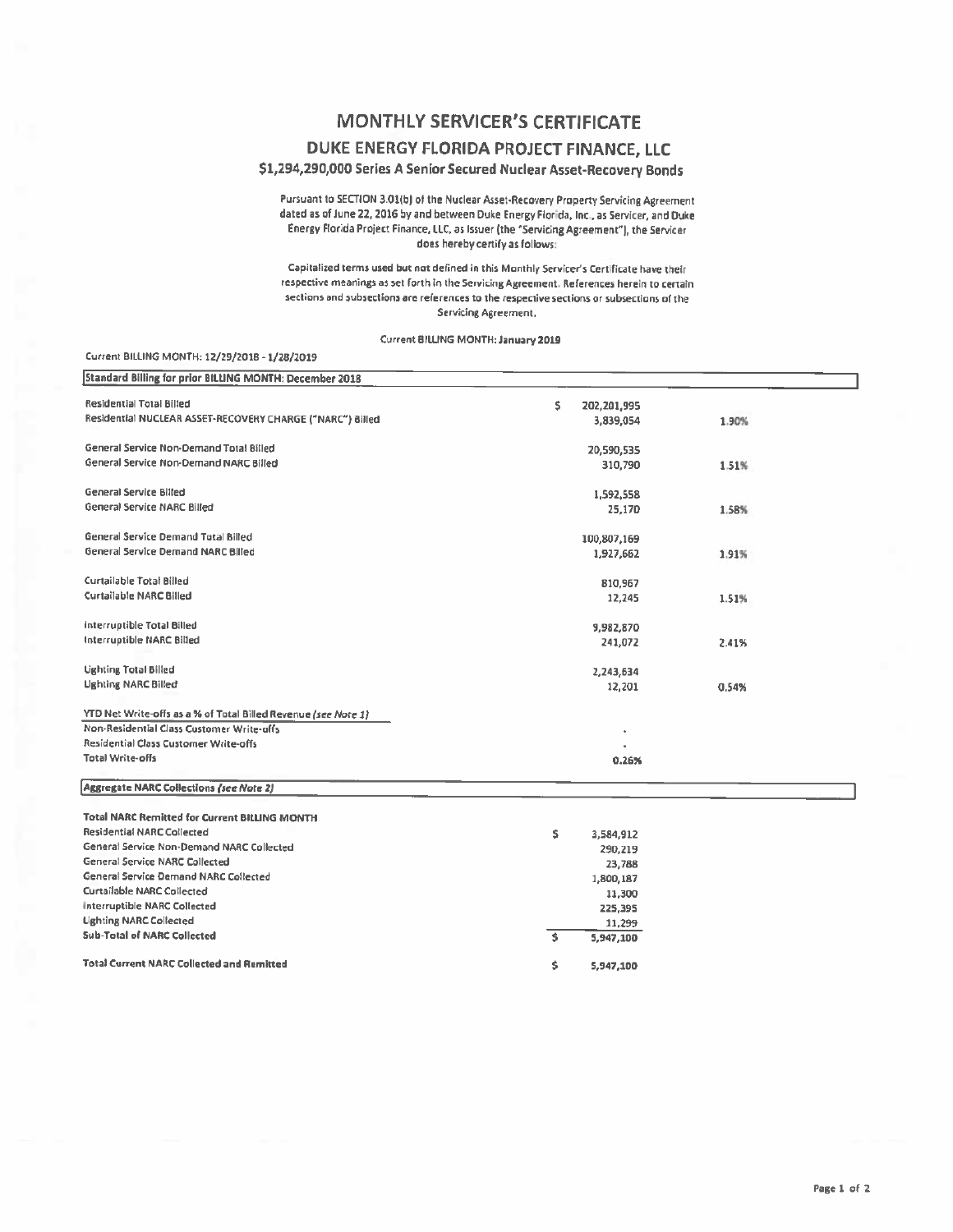# MONTHLY SERVICER'S CERTIFICATE

## DUKE ENERGY FLORIDA PROJECT FINANCE, LLC

### $1,294,290,000 Series A Senior Secured Nuclear Asset-Recovery Bonds

Pursuant to SECTION 3.01(b) of the Nuclear Asset-Recovery Property Servicing Agreement dated as of June 22, 2016 by and between Duke Energy Florida, Inc., as Servicer, and Duke Energy Florida Project Finance, LLC, as Issuer (the "Servicing Agreement"), the Servicer does hereby certify as follows:

Capitalized terms used but not defined in this Monthly Servicer's Certificate have their respective meanings as set forth in the Servicing Agreement. References herein to certain sections and subsections are references to the respective sections or subsections of the Servicing Agreement.

Current BILLING MONTH: January 2019

Current BILLING MONTH: 12/29/2018 - 1/28/2019

| Standard Billing for prior BILLING MONTH: December 2018 | | |
|---|---|---|
| Residential Total Billed | $ 202,201,995 | |
| Residential NUCLEAR ASSET-RECOVERY CHARGE ("NARC") Billed | 3,839,054 | 1.90% |
| General Service Non-Demand Total Billed | 20,590,535 | |
| General Service Non-Demand NARC Billed | 310,790 | 1.51% |
| General Service Billed | 1,592,558 | |
| General Service NARC Billed | 25,170 | 1.58% |
| General Service Demand Total Billed | 100,807,169 | |
| General Service Demand NARC Billed | 1,927,662 | 1.91% |
| Curtailable Total Billed | 810,967 | |
| Curtailable NARC Billed | 12,245 | 1.51% |
| Interruptible Total Billed | 9,982,870 | |
| Interruptible NARC Billed | 241,072 | 2.41% |
| Lighting Total Billed | 2,243,634 | |
| Lighting NARC Billed | 12,201 | 0.54% |
| YTD Net Write-offs as a % of Total Billed Revenue *(see Note 1)* | | |
| Non-Residential Class Customer Write-offs | - | |
| Residential Class Customer Write-offs | - | |
| Total Write-offs | 0.26% | |

| Aggregate NARC Collections *(see Note 2)* | |
|---|---|
| **Total NARC Remitted for Current BILLING MONTH** | |
| Residential NARC Collected | $ 3,584,912 |
| General Service Non-Demand NARC Collected | 290,219 |
| General Service NARC Collected | 23,788 |
| General Service Demand NARC Collected | 1,800,187 |
| Curtailable NARC Collected | 11,300 |
| Interruptible NARC Collected | 225,395 |
| Lighting NARC Collected | 11,299 |
| **Sub-Total of NARC Collected** | $ 5,947,100 |
| **Total Current NARC Collected and Remitted** | $ 5,947,100 |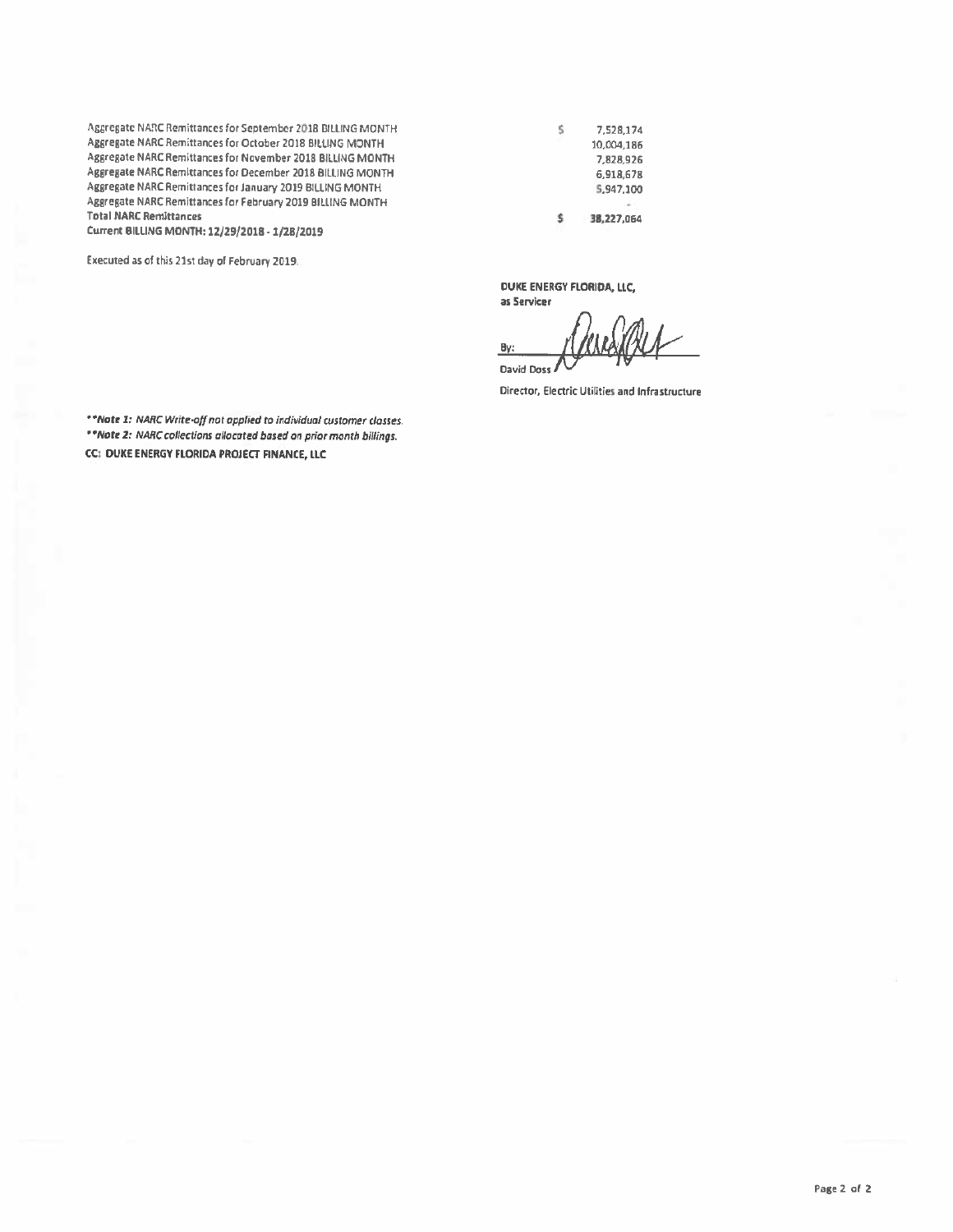| | |
|---|---|
| Aggregate NARC Remittances for September 2018 BILLING MONTH | $ 7,528,174 |
| Aggregate NARC Remittances for October 2018 BILLING MONTH | 10,004,186 |
| Aggregate NARC Remittances for November 2018 BILLING MONTH | 7,828,926 |
| Aggregate NARC Remittances for December 2018 BILLING MONTH | 6,918,678 |
| Aggregate NARC Remittances for January 2019 BILLING MONTH | 5,947,100 |
| Aggregate NARC Remittances for February 2019 BILLING MONTH | - |
| **Total NARC Remittances** | $ 38,227,064 |
| **Current BILLING MONTH: 12/29/2018 - 1/28/2019** | |

Executed as of this 21st day of February 2019.

**DUKE ENERGY FLORIDA, LLC,**
**as Servicer**

By: ______________________
David Doss

Director, Electric Utilities and Infrastructure

***\*Note 1:*** *NARC Write-off not applied to individual customer classes.*
***\*Note 2:*** *NARC collections allocated based on prior month billings.*

**CC: DUKE ENERGY FLORIDA PROJECT FINANCE, LLC**